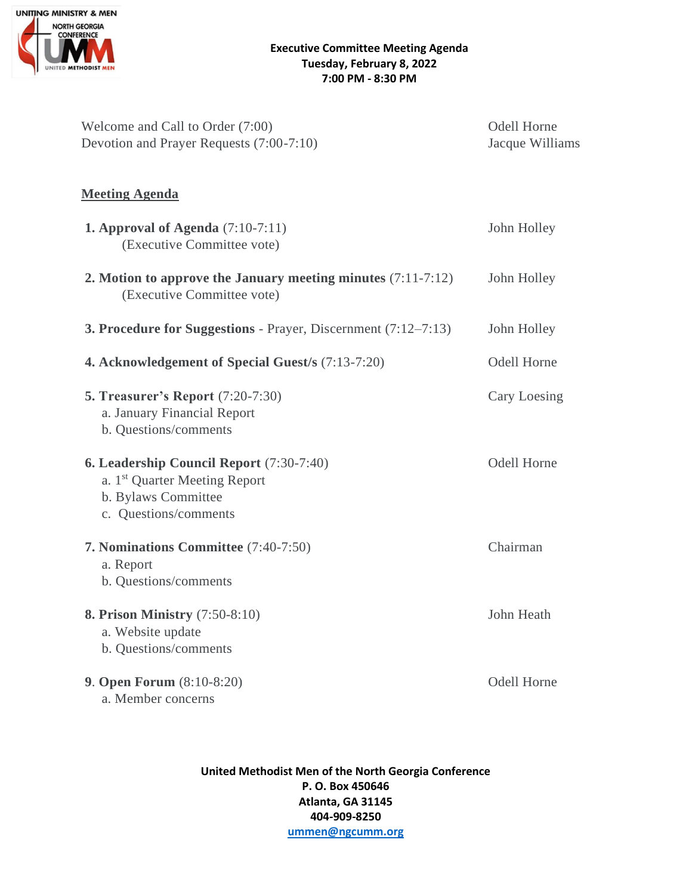UNITING MINISTRY & MEN
NORTH GEORGIA CONFERENCE
UMM
UNITED METHODIST MEN

**Executive Committee Meeting Agenda**
**Tuesday, February 8, 2022**
**7:00 PM - 8:30 PM**

Welcome and Call to Order (7:00) — Odell Horne
Devotion and Prayer Requests (7:00-7:10) — Jacque Williams

## Meeting Agenda

**1. Approval of Agenda** (7:10-7:11) — John Holley
(Executive Committee vote)

**2. Motion to approve the January meeting minutes** (7:11-7:12) — John Holley
(Executive Committee vote)

**3. Procedure for Suggestions** - Prayer, Discernment (7:12–7:13) — John Holley

**4. Acknowledgement of Special Guest/s** (7:13-7:20) — Odell Horne

**5. Treasurer's Report** (7:20-7:30) — Cary Loesing
a. January Financial Report
b. Questions/comments

**6. Leadership Council Report** (7:30-7:40) — Odell Horne
a. 1st Quarter Meeting Report
b. Bylaws Committee
c. Questions/comments

**7. Nominations Committee** (7:40-7:50) — Chairman
a. Report
b. Questions/comments

**8. Prison Ministry** (7:50-8:10) — John Heath
a. Website update
b. Questions/comments

**9. Open Forum** (8:10-8:20) — Odell Horne
a. Member concerns

**United Methodist Men of the North Georgia Conference**
**P. O. Box 450646**
**Atlanta, GA 31145**
**404-909-8250**
**ummen@ngcumm.org**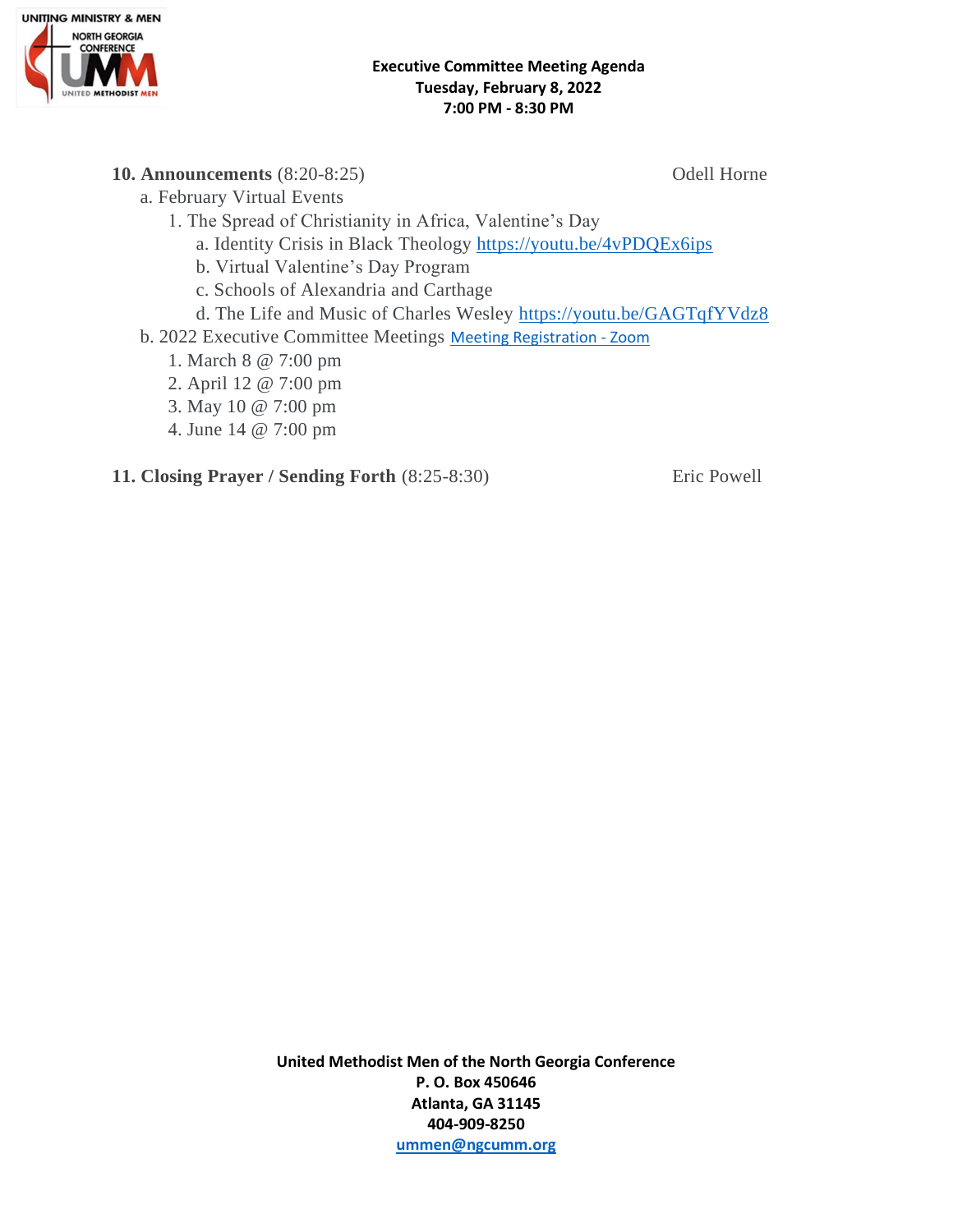**Executive Committee Meeting Agenda**
**Tuesday, February 8, 2022**
**7:00 PM - 8:30 PM**

**10. Announcements** (8:20-8:25) Odell Horne

- a. February Virtual Events
  - 1. The Spread of Christianity in Africa, Valentine's Day
    - a. Identity Crisis in Black Theology https://youtu.be/4vPDQEx6ips
    - b. Virtual Valentine's Day Program
    - c. Schools of Alexandria and Carthage
    - d. The Life and Music of Charles Wesley https://youtu.be/GAGTqfYVdz8
- b. 2022 Executive Committee Meetings Meeting Registration - Zoom
  - 1. March 8 @ 7:00 pm
  - 2. April 12 @ 7:00 pm
  - 3. May 10 @ 7:00 pm
  - 4. June 14 @ 7:00 pm

**11. Closing Prayer / Sending Forth** (8:25-8:30) Eric Powell

**United Methodist Men of the North Georgia Conference**
**P. O. Box 450646**
**Atlanta, GA 31145**
**404-909-8250**
**ummen@ngcumm.org**